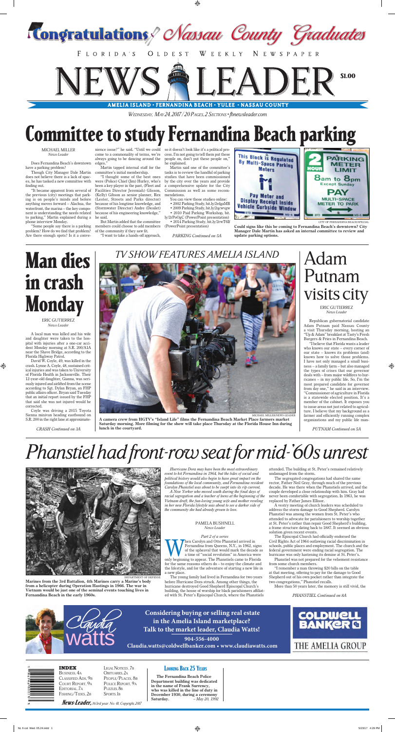# Congratulations Nassau County Graduates

FLORIDA'S OLDEST WEEKLY NEWSPAPER

# NEWS-LEADER

$1.00

AMELIA ISLAND • FERNANDINA BEACH • YULEE • NASSAU COUNTY

*WEDNESDAY, MAY 24, 2017 / 20 PAGES, 2 SECTIONS • fbnewsleader.com*

# Committee to study Fernandina Beach parking

MICHAEL MILLER
*News-Leader*

Does Fernandina Beach's downtown have a parking problem?

Though City Manager Dale Martin does not believe there is a lack of spaces, he has tasked a new committee with finding out.

"It became apparent from several of the previous (city) meetings that parking is on people's minds and before anything moves forward – Alachua, the waterfront, the marina – the key component is understanding the needs related to parking," Martin explained during a phone interview Monday.

"Some people say there is a parking problem? How do we find that problem? Are there enough spots? Is it a convenience issue?" he said. "Until we could come to a commonality of terms, we're always going to be dancing around the edges."

Martin tapped internal staff for the committee's initial membership.

"I thought some of the best ones were (Police) Chief (Jim) Hurley, who's been a key player in the past, (Fleet and Facilities Director Jeremiah) Glisson, (Kelly) Gibson as senior planner, Rex (Lester, Streets and Parks director) because of his longtime knowledge, and (Stormwater Director) Andre (Desilet) because of his engineering knowledge," he said.

But Martin added that the committee members could choose to add members of the community if they saw fit.

"I want to take a hands-off approach, so it doesn't look like it's a political process. I'm not going to tell them put these people on, don't put these people on," he explained.

Martin said one of the committee's tasks is to review the handful of parking studies that have been commissioned by the city over the years and provide a comprehensive update for the City Commission as well as some recommendations.

You can view those studies online:

- 2002 Parking Study, bit.ly/2rdpAfB
- 2009 Parking Study, bit.ly/2qcwvgw
- 2010 Paid Parking Workshop, bit.ly/2rPoOgC (PowerPoint presentation)
- 2014 Parking Study, bit.ly/2rwT6lf (PowerPoint presentation)

*PARKING Continued on 5A*

CITY OF FERNANDINA BEACH/SPECIAL

**Could signs like this be coming to Fernandina Beach's downtown? City Manager Dale Martin has asked an internal committee to review and update parking options.**

# Man dies in crash Monday

ERIC GUTIERREZ
*News-Leader*

A local man was killed and his wife and daughter were taken to the hospital with injuries after a one-car accident Monday morning at S.R. 200/A1A near the Shave Bridge, according to the Florida Highway Patrol.

David W. Coyle, 49, was killed in the crash. Lynne A. Coyle, 48, sustained critical injuries and was taken to University of Florida Health in Jacksonville. Their 12-year-old daughter, Gianna, was seriously injured and airlifted from the scene according to Sgt. Dylan Bryan, an FHP public affairs officer. Bryan said Tuesday that an initial report issued by the FHP that said she was not injured would be corrected.

Coyle was driving a 2015 Toyota Sienna minivan heading eastbound on S.R. 200 in the right lane at approximate-

*CRASH Continued on 3A*

## TV SHOW FEATURES AMELIA ISLAND

MICHAEL MILLER/NEWS-LEADER

**A camera crew from HGTV's "Island Life" films the Fernandina Beach Market Place farmers market Saturday morning. More filming for the show will take place Thursday at the Florida House Inn during lunch in the courtyard.**

# Adam Putnam visits city

ERIC GUTIERREZ
*News-Leader*

Republican gubernatorial candidate Adam Putnam paid Nassau County a visit Thursday morning, hosting an "Up & Adam" breakfast at Tasty's Fresh Burgers & Fries in Fernandina Beach.

"I believe that Florida wants a leader who knows our state – every corner of our state – knows its problems (and) knows how to solve those problems. I have not only managed a small business – a family farm – but also managed the types of crises that our governor deals with – from major wildfires to hurricanes – in my public life. So, I'm the most prepared candidate for governor from day one," he said in an interview. "Commissioner of agriculture in Florida is a statewide elected position. It's a member of the cabinet. It exposes you to issue areas not just related to agriculture. I believe that my background as a farmer and efficiently running complex organizations and my public life man-

*PUTNAM Continued on 5A*

# *Phanstiel had front-row seat for mid-'60s unrest*

DEPARTMENT OF DEFENSE

**Marines from the 3rd Battalion, 4th Marines carry a Marine's body from a helicopter during Operation Hastings in 1966. The war in Vietnam would be just one of the seminal events touching lives in Fernandina Beach in the early 1960s.**

*Hurricane Dora may have been the most extraordinary event to hit Fernandina in 1964, but the tides of social and political history would also begin to have great impact on the foundations of the local community, and Fernandina resident Carolyn Phanstiel was about to be swept into its rip current.*

*A New Yorker who moved south during the final days of racial segregation and a teacher of teens at the beginning of the Vietnam draft, the fun-loving young wife and mother reveling in her new Florida lifestyle was about to see a darker side of the community she had already grown to love.*

PAMELA BUSHNELL
*News-Leader*

*Part 2 of a series*

When Carolyn and Otto Phanstiel arrived in Fernandina from Queens, N.Y., in 1962, signs of the upheaval that would mark the decade as a time of "social revolution" in America were only beginning to appear. The Phanstiels came to Florida for the same reasons others do – to enjoy the climate and the lifestyle, and for the adventure of starting a new life in a new place.

The young family had lived in Fernandina for two years before Hurricane Dora struck. Among other things, the hurricane destroyed Good Shepherd Episcopal Church's building, the house of worship for black parishioners affiliated with St. Peter's Episcopal Church, where the Phanstiels attended. The building at St. Peter's remained relatively undamaged from the storm.

The segregated congregations had shared the same rector, Father Neil Gray, through much of the previous decade. He was there when the Phanstiels arrived, and the couple developed a close relationship with him. Gray had never been comfortable with segregation. In 1963, he was replaced by Father James Ellison.

A vestry meeting of church leaders was scheduled to address the storm damage to Good Shepherd. Carolyn Phanstiel was among the women from St. Peter's who attended to advocate for parishioners to worship together at St. Peter's rather than repair Good Shepherd's building, a frame structure dating back to 1887. It seemed an obvious solution given recent events.

The Episcopal Church had officially endorsed the Civil Rights Act of 1964 outlawing racial discrimination in schools, public places and employment. The church and the federal government were ending racial segregation. The hurricane was only hastening its demise at St. Peter's.

Phanstiel was not prepared for the vehement resistance from some church members.

"I remember a man throwing $20 bills on the table at that meeting, offering to pay for the damage to Good Shepherd out of his own pocket rather than integrate the two congregations," Phanstiel recalls.

More than 50 years later, the memory is still vivid, the

*PHANSTIEL Continued on 8A*

Claudia Watts

**Considering buying or selling real estate in the Amelia Island marketplace? Talk to the market leader, Claudia Watts!**

**904-556-4000**
**Claudia.watts@coldwellbanker.com • www.claudiawatts.com**

COLDWELL BANKER
THE AMELIA GROUP

**INDEX**

BUSINESS, 4A
CLASSIFIED ADS, 9B
COURT REPORT, 9A
EDITORIAL, 7A
FISHING/TIDES, 2B
LEGAL NOTICES, 7B
OBITUARIES, 2A
PEOPLE/PLACES, 8B
POLICE REPORT, 9A
PUZZLES, 8B
SPORTS, 1B

**LOOKING BACK 25 YEARS**

**The Fernandina Beach Police Department building was dedicated in the name of Frank Surrency, who was killed in the line of duty in December 1930, during a ceremony Saturday.** *– May 20, 1992*

*News-Leader, 163rd year. No. 41. Copyright 2017*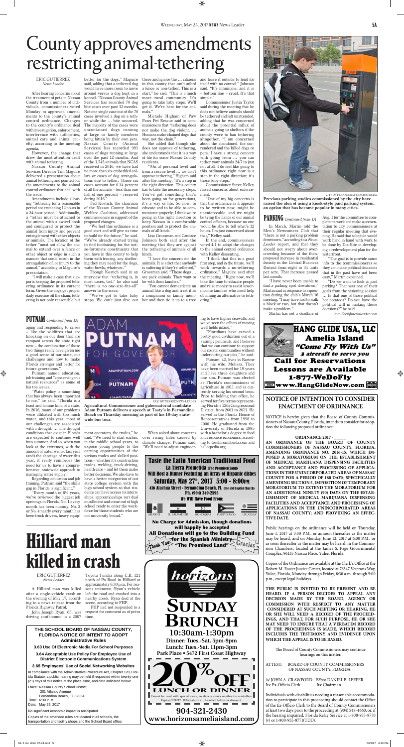# County approves amendments restricting animal-tethering

ERIC GUTIERREZ
*News-Leader*

After hearing concerns about the treatment of pets in Nassau County from a number of individuals, commissioners voted Monday to approved amendments to the county's animal control ordinance. Changes to the county's ordinance deal with investigation, enforcement, interference with authorities, animal care and animal cruelty, according to the meeting agenda.

However, the change that drew the most attention dealt with animal tethering.

Nassau County Animal Services Director Tim Maguire delivered a presentation about animal tethering and pointed out the amendments to the animal control ordinance that deal with the issue.

Amendments include allowing "tethering for a reasonable period not exceeding 12 hours in a 24-hour period." Additionally, a "tether must be attached to the animal with a swivel hook and configured to protect the animal from injury and prevent entanglement with other objects or animals. The location of the tether "must not allow the animal to extend over a fence or other object or edge in such a manner that could result in the strangulation of, or injury to the animal," according to Maguire's presentation.

"I will make a case that supports keeping the proposed tethering ordinance in its current form. Given the dogs get proper daily exercise off the chain, tethering is not only reasonable but better for the dogs," Maguire said, adding that a tethered dog would have more room to move around versus a dog kept in a kennel. "Nassau County Animal Services has recorded 70 dog bite cases over past 12 months. Not one single case out of the 70 cases involved a dog on a tether while the … bite occurred. The majority of the cases were uncontained dogs running at large or family members being bitten by their own pets. Nassau County (Animal Services) has recorded 991 cases of dogs running at large over the past 12 months. And of the 1,745 animals that NCAS received in 2016, we have had no more than six embedded collars or cases of dog strangulations due to tether. These six cases account for 0.34 percent of all the animals – less than one half of one percent – received during 2016."

Ted Kostich, the chairman of the Nassau County Animal Welfare Coalition, addressed commissioners in support of the proposed changes.

"We feel this ordinance is a good start and will give us time to build for the future," he said. "We've already started trying to find fundraising for the not-so-fortunate constituents that you have in this county to help them with fencing, any sheltering they may need for the dogs, water bowls, whatever."

Though Kostich said in an interview that "tethering is, in most cases, bad," he also said "there is no one-size-fits-all" answer to the issue.

"We've got to take baby steps. We can't just dive out there and ignore the … citizens in this county that can't afford a fence or non-tether. This is a start," he said. "This is a much more rural community. It's going to take baby steps. We'll get it. We're here for the animals."

Michele Higham of Paw Paws Pet Rescue said to commissioners that "tethering does not make the dog violent. … Humans make chained dogs that way, not the chain."

She added that though she does not approve of tethering, she understands that it is a way of life for some Nassau County residents.

"(On a) personal level and from a rescue level … we don't approve tethering," Higham said after the meeting. "It's a step in the right direction. This county has to take the necessary steps. You've got something that's been going on for generations, it's a way of life. So now, to educate and to be able to communicate properly, I think we're going in the right direction to keep Nassau in a comfortable position and to protect the animals of all kinds."

Lisa Grossman and Candace Johnson both said after the meeting that they are against the tethering of animals of all kinds.

"I have the concern for the animals. It is a fact that anybody is suffering if they're tethered," Grossman said. "Those dogs … are pack animals. They want to be with their families."

"You cannot domesticate an animal like a dog and treat it as a companion or family member and then tie it up to a tree and leave it outside to fend for itself with no control," Johnson said. "It's inhumane, and it is – bottom line – cruel. It's that simple."

Commissioner Justin Taylor said during the meeting that he does not believe animals should be tethered and left unattended, adding that he was concerned about the potential influx of animals going to shelters if the county were to ban tethering altogether. "I am concerned about the abandoned, the surrendered and the killed dogs or pets. I have a strong concern with going from … you can tether your animals 24/7 to just not at all. I do feel like going to this ordinance right now is a step in the right direction; it's those baby steps."

Commissioner Steve Kelley raised concerns about enforcement.

"One of my big concerns is that the ordinance as it appears to be written now, might be unenforceable, and we might be tying the hands of our animal control officers, because no one would be able to tell what's 12 hours. I'm just concerned about that," Kelley said.

In the end, commissioners voted 4-1 to adopt the changes to the animal control ordinance with Kelley dissenting.

"I think that this is a good first step, and in the future, we'll work towards a no-tethering ordinance," Maguire said after the meeting. "Right now, we'll take the time to educate people and raise money to assist lower-income families who need help obtaining an alternative to tethering."

CITY OF FERNANDINA BEACH/SPECIAL

**Previous parking studies commissioned by the city have raised the idea of using a kiosk-style paid parking system, an option that has become popular in many cities.**

## PARKING *Continued from 1A*

In March, Martin told the Men's Newcomers Club that "there is not a parking problem downtown," according to a *News-Leader* report, and that they should not worry about over-crowding because of the then-proposed increase in residential density in the Central Business District from eight to 34 units per acre. That increase passed last month.

"I have never been unable to find a parking spot downtown," Martin said in response to a question during the club's March 16 meeting. "I may have had to walk a block or two, but that doesn't make a problem."

Martin has set a deadline of Aug. 1 for the committee to complete its work and make a presentation to city commissioners at their regular meeting that evening. He said that schedule would work hand in hand with work to be done by Dix.Hite in developing a redevelopment plan for the waterfront.

"The goal is to provide some info to the (commissioners) so they can make political decisions that in the past have not been easy," Martin explained.

"Do we want to look at paid parking? That was one of their goals from the visioning session … Is that one of those political hot potatoes? Do you have the political will in making these decisions?" he said.

*mmiller@fbnewsleader.com*

## PUTNAM *Continued from 1A*

aging and responding to crises – like the wildfires that are knocking on our door that are rampant across the state right now – the combination of those two things really have given me a good sense of our state, our challenges and how to make Florida stronger and better for future generations."

Putnam named education, job training and "conserving our natural resources" as some of his top issues.

"Water policy is something that has always been important to me," he said. "Florida is a feast and famine kind of a state. In 2016, many of our problems were affiliated with too much water, and this year, most of our challenges are associated with a drought. … The drought conditions that exist in Florida are expected to continue well into summer. And so, when you look at the extremes, with the amount of water we had last year (and) the shortage of water this year, it really reinforces the need for us to have a comprehensive, statewide approach to managing water supply."

Regarding education and job training, Putnam said "the skills gap in Florida is significant."

"Every month of 6½ years, we've reviewed the biggest job openings in Florida. No. 1 every month has been nursing. No. 3 or No. 4 nearly every month has been truck drivers, heavy equipment operators, the trades," he said. "We need to start earlier, in the middle school years, to expose young people to the earning opportunities of the various trades and skilled positions – whether it's construction trades, welding, truck-driving, health care – and let them make better decisions. We also have to have a better integration of our state college system with the high school system so that students can have access to internships, apprenticeships (or) dual enrollment and come out of high school ready to enter the workforce for those students who are not university bound."

When asked about concerns over rising tides caused by climate change, Putnam said, "We'll need to adjust engineering to have higher seawalls, and we've seen the effects of moving well fields inland."

"Floridians have carved a pretty good civilization out of a swampy peninsula, and I believe that we can continue to support our coastal communities without undercutting our jobs," he said.

Putnam, 42, lives in Bartow with his wife, Melissa. They have been married for 19 years and have three daughters and one son. Putnam was elected as Florida's commissioner of agriculture in 2011 and is currently serving his second term. Prior to holding that office, he served for five terms representing Florida's 12th Congressional District, from 2001 to 2011. He served in the Florida House of Representatives from 1996 to 2000. He graduated from the University of Florida in 1995 with a bachelor's degree in food and resource economics, according to freshfromflorida.com and ballotpedia.org.

ERIC GUTIERREZ/NEWS-LEADER

**Agricultural Commissioner and gubernatorial candidate Adam Putnam delivers a speech at Tasty's in Fernandina Beach on Thursday morning as part of his 10-day statewide bus tour.**

# Hilliard man killed in crash

ERIC GUTIERREZ
*News-Leader*

A Hilliard man was killed after a single-vehicle crash on the evening of May 17, according to a news release from the Florida Highway Patrol.

John Joseph Ryan, 65, was driving southbound in a 2007 Toyota Tundra along C.R. 121 north of Po Road in Hilliard at approximately 6:30 p.m. For reasons unknown, Ryan's vehicle left the road and crashed into a nearby creek. Ryan died at the scene, according to FHP.

FHP had not responded to a request for comment as of press time.

**THE SCHOOL BOARD OF NASSAU COUNTY, FLORIDA NOTICE OF INTENT TO ADOPT Administrative Rules**

**3.63 Use Of Electronic Media For School Purposes**

**3.64 Acceptable Use Policy For Employee Use of District Electronic Communications System**

**3.65 Employees' Use of Social Networking Websites**

In compliance with the Administrative Procedure Act, Chapter 120, Florida Statute, a public hearing may be held if requested within twenty-one (21) days of this notice at the place, time, and date indicated below.

Place: Nassau County School District
201 Atlantic Avenue
Fernandina Beach, FL 32034
Time: 6:30 P. M.
Date: May 25, 2017

No significant economic impact is anticipated.

Copies of the amended rules are located in all schools, the transportation and facility shops and the School Board office.

**HANG GLIDE USA, LLC**
**Amelia Island**
***"Come Fly With Us"***
***3 aircraft to serve you***
**Call for Reservations**
**Lessons are Available**
**1-877-WeDoFly**
**www.HangGlideNow.com**

**Taste the Latin American Traditional Food**
**La Tierra Prometida (The Promised Land)**
**Will Host a Dinner Featuring an Array of Hispanic dishes**
**Saturday, May 27th, 2017 5:00 - 8:00PM**
**416 Alachua Street - Fernandina Beach, FL (the old Baptist Church)**
**Ph. (904) 349-2595**
**We Will Have Food From:**
MEXICO EL SALVADOR HONDURAS PUERTO RICO URUGUAY
**No Charge for Admission, though donations will happily be accepted**
**All Donations will go to the Building Fund for the Spanish Ministry "The Promised Land"**
Thank You Gracias

*horizons*
**SUNDAY BRUNCH**
**10:30am-1:30pm**
**Dinner: Tues.-Sat. 5pm-9pm**
**Lunch: Tues.-Sat. 11pm-3pm**
**Park Place • 5472 First Coast Highway**
**20% OFF**
**LUNCH OR DINNER**
Cannot be used with special menus, holidays or events or other discount offers. Expires 5/30/17. 18% Gratuity will be added before the discount.
**904-321-2430**
**www.horizonsameliaisland.com**

## NOTICE OF INTENTION TO CONSIDER ENACTMENT OF ORDINANCE

NOTICE is hereby given that the Board of County Commissioners of Nassau County, Florida, intends to consider for adoption the following proposed ordinance:

**ORDINANCE 2017 - ____**

**AN ORDINANCE OF THE BOARD OF COUNTY COMMISSIONERS OF NASSAU COUNTY, FLORIDA, AMENDING ORDINANCE NO. 2016-15, WHICH IMPOSED A MORATORIUM ON THE ESTABLISHMENT OF MEDICAL MARIJUANA DISPENSING FACILITIES AND ACCEPTANCE AND PROCESSING OF APPLICATIONS IN THE UNINCORPORATED AREAS OF NASSAU COUNTY FOR A PERIOD OF 180 DAYS; SPECIFICALLY AMENDING SECTION 5, IMPOSITION OF TEMPORARY MORATORIUM TO EXTEND THE MORATORIUM FOR AN ADDITIONAL NINETY (90) DAYS ON THE ESTABLISHMENT OF MEDICAL MARIJUANA DISPENSING FACILITIES AND ACCEPTANCE AND PROCESSING OF APPLICATIONS IN THE UNINCORPORATED AREAS OF NASSAU COUNTY; AND PROVIDING AN EFFECTIVE DATE.**

Public hearings on the ordinance will be held on Thursday, June 1, 2017 at 3:00 P.M., or as soon thereafter as the matter may be heard, and on Monday, June 12, 2017 at 6:00 P.M., or as soon thereafter as the matter may be heard, in the Commission Chambers, located at the James S. Page Governmental Complex, 96135 Nassau Place, Yulee, Florida.

Copies of the Ordinance are available at the Clerk's Office at the Robert M. Foster Justice Center, located at 76347 Veterans Way, Yulee, Florida, Monday through Friday, 8:30 a.m. through 5:00 p.m., except legal holidays.

**THE PUBLIC IS INVITED TO BE PRESENT AND BE HEARD. IF A PERSON DECIDES TO APPEAL ANY DECISION MADE BY THE BOARD, AGENCY OR COMMISSION WITH RESPECT TO ANY MATTER CONSIDERED AT SUCH MEETING OR HEARING, HE OR SHE WILL NEED A RECORD OF THE PROCEEDINGS, AND THAT, FOR SUCH PURPOSE, HE OR SHE MAY NEED TO ENSURE THAT A VERBATIM RECORD OF THE PROCEEDINGS IS MADE, WHICH RECORD INCLUDES THE TESTIMONY AND EVIDENCE UPON WHICH THE APPEAL IS TO BE BASED.**

The Board of County Commissioners may continue hearings on this matter.

ATTEST: BOARD OF COUNTY COMMISSIONERS OF NASSAU COUNTY, FLORIDA

/s/ JOHN A. CRAWFORD BY:/s/ DANIEL B. LEEPER
Its: Ex-Officio Clerk Its: Chairman

Individuals with disabilities needing a reasonable accommodation to participate in this proceeding should contact the Office of the Ex-Officio Clerk to the Board of County Commissioners at least two days prior to the proceeding at (904) 548-4660, or, if the hearing impaired, Florida Relay Service at 1-800-955-8770 (v) or 1-800-955-8771(TDD).